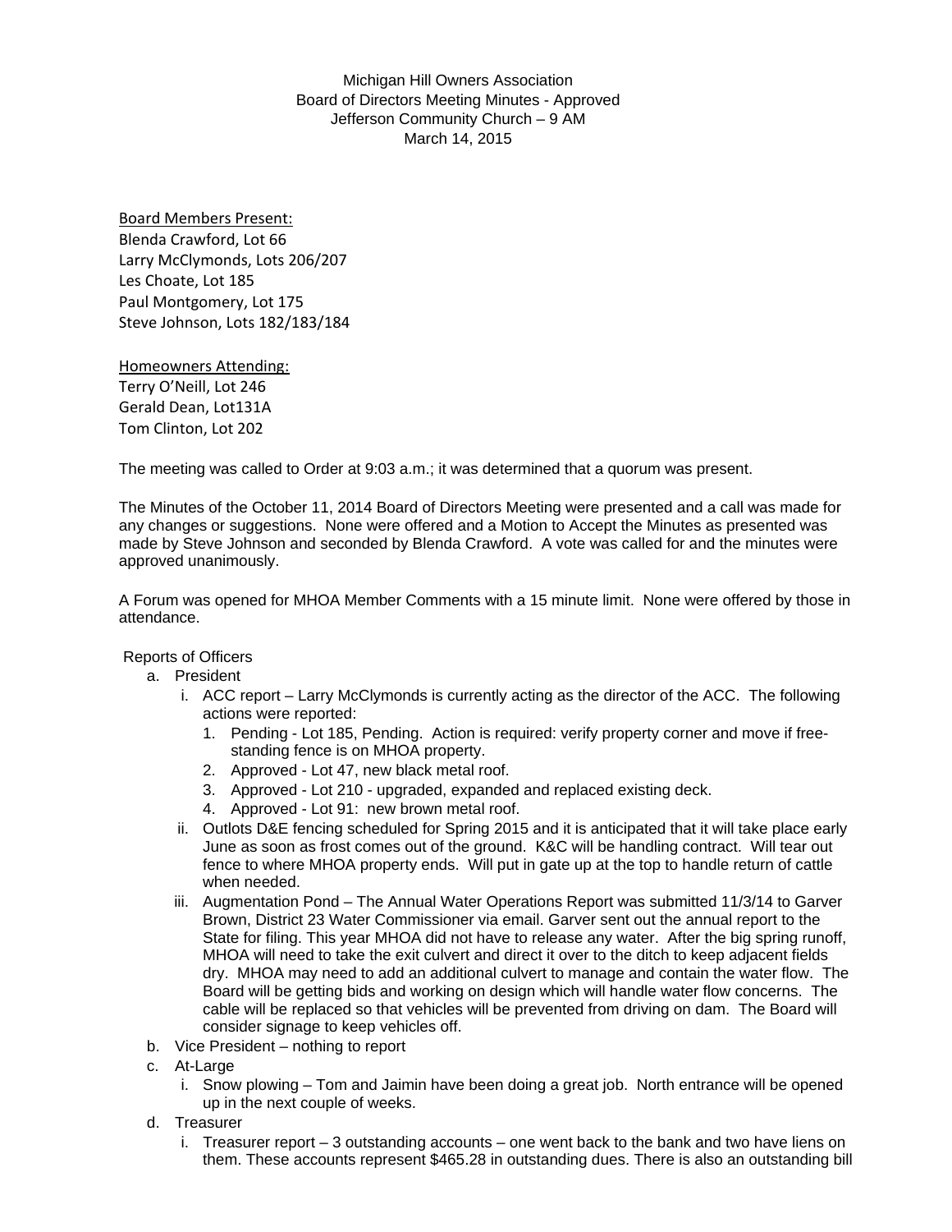Michigan Hill Owners Association
Board of Directors Meeting Minutes - Approved
Jefferson Community Church – 9 AM
March 14, 2015

Board Members Present:
Blenda Crawford, Lot 66
Larry McClymonds, Lots 206/207
Les Choate, Lot 185
Paul Montgomery, Lot 175
Steve Johnson, Lots 182/183/184

Homeowners Attending:
Terry O'Neill, Lot 246
Gerald Dean, Lot131A
Tom Clinton, Lot 202

The meeting was called to Order at 9:03 a.m.; it was determined that a quorum was present.

The Minutes of the October 11, 2014 Board of Directors Meeting were presented and a call was made for any changes or suggestions. None were offered and a Motion to Accept the Minutes as presented was made by Steve Johnson and seconded by Blenda Crawford. A vote was called for and the minutes were approved unanimously.

A Forum was opened for MHOA Member Comments with a 15 minute limit. None were offered by those in attendance.

Reports of Officers

a. President
   i. ACC report – Larry McClymonds is currently acting as the director of the ACC. The following actions were reported:
      1. Pending - Lot 185, Pending. Action is required: verify property corner and move if free-standing fence is on MHOA property.
      2. Approved - Lot 47, new black metal roof.
      3. Approved - Lot 210 - upgraded, expanded and replaced existing deck.
      4. Approved - Lot 91: new brown metal roof.
   ii. Outlots D&E fencing scheduled for Spring 2015 and it is anticipated that it will take place early June as soon as frost comes out of the ground. K&C will be handling contract. Will tear out fence to where MHOA property ends. Will put in gate up at the top to handle return of cattle when needed.
   iii. Augmentation Pond – The Annual Water Operations Report was submitted 11/3/14 to Garver Brown, District 23 Water Commissioner via email. Garver sent out the annual report to the State for filing. This year MHOA did not have to release any water. After the big spring runoff, MHOA will need to take the exit culvert and direct it over to the ditch to keep adjacent fields dry. MHOA may need to add an additional culvert to manage and contain the water flow. The Board will be getting bids and working on design which will handle water flow concerns. The cable will be replaced so that vehicles will be prevented from driving on dam. The Board will consider signage to keep vehicles off.
b. Vice President – nothing to report
c. At-Large
   i. Snow plowing – Tom and Jaimin have been doing a great job. North entrance will be opened up in the next couple of weeks.
d. Treasurer
   i. Treasurer report – 3 outstanding accounts – one went back to the bank and two have liens on them. These accounts represent $465.28 in outstanding dues. There is also an outstanding bill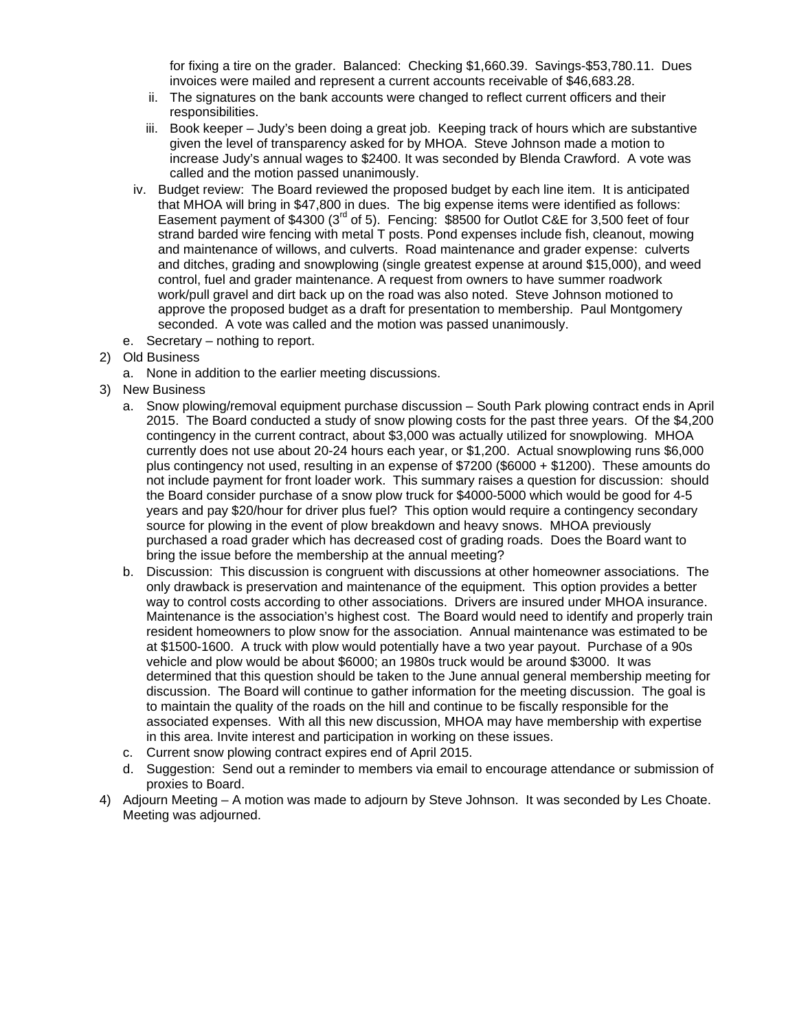for fixing a tire on the grader. Balanced: Checking $1,660.39. Savings-$53,780.11. Dues invoices were mailed and represent a current accounts receivable of $46,683.28.

   ii. The signatures on the bank accounts were changed to reflect current officers and their responsibilities.
   iii. Book keeper – Judy's been doing a great job. Keeping track of hours which are substantive given the level of transparency asked for by MHOA. Steve Johnson made a motion to increase Judy's annual wages to $2400. It was seconded by Blenda Crawford. A vote was called and the motion passed unanimously.
   iv. Budget review: The Board reviewed the proposed budget by each line item. It is anticipated that MHOA will bring in $47,800 in dues. The big expense items were identified as follows: Easement payment of $4300 (3rd of 5). Fencing: $8500 for Outlot C&E for 3,500 feet of four strand barded wire fencing with metal T posts. Pond expenses include fish, cleanout, mowing and maintenance of willows, and culverts. Road maintenance and grader expense: culverts and ditches, grading and snowplowing (single greatest expense at around $15,000), and weed control, fuel and grader maintenance. A request from owners to have summer roadwork work/pull gravel and dirt back up on the road was also noted. Steve Johnson motioned to approve the proposed budget as a draft for presentation to membership. Paul Montgomery seconded. A vote was called and the motion was passed unanimously.

   e. Secretary – nothing to report.

2) Old Business
   a. None in addition to the earlier meeting discussions.
3) New Business
   a. Snow plowing/removal equipment purchase discussion – South Park plowing contract ends in April 2015. The Board conducted a study of snow plowing costs for the past three years. Of the $4,200 contingency in the current contract, about $3,000 was actually utilized for snowplowing. MHOA currently does not use about 20-24 hours each year, or $1,200. Actual snowplowing runs $6,000 plus contingency not used, resulting in an expense of $7200 ($6000 + $1200). These amounts do not include payment for front loader work. This summary raises a question for discussion: should the Board consider purchase of a snow plow truck for $4000-5000 which would be good for 4-5 years and pay $20/hour for driver plus fuel? This option would require a contingency secondary source for plowing in the event of plow breakdown and heavy snows. MHOA previously purchased a road grader which has decreased cost of grading roads. Does the Board want to bring the issue before the membership at the annual meeting?
   b. Discussion: This discussion is congruent with discussions at other homeowner associations. The only drawback is preservation and maintenance of the equipment. This option provides a better way to control costs according to other associations. Drivers are insured under MHOA insurance. Maintenance is the association's highest cost. The Board would need to identify and properly train resident homeowners to plow snow for the association. Annual maintenance was estimated to be at $1500-1600. A truck with plow would potentially have a two year payout. Purchase of a 90s vehicle and plow would be about $6000; an 1980s truck would be around $3000. It was determined that this question should be taken to the June annual general membership meeting for discussion. The Board will continue to gather information for the meeting discussion. The goal is to maintain the quality of the roads on the hill and continue to be fiscally responsible for the associated expenses. With all this new discussion, MHOA may have membership with expertise in this area. Invite interest and participation in working on these issues.
   c. Current snow plowing contract expires end of April 2015.
   d. Suggestion: Send out a reminder to members via email to encourage attendance or submission of proxies to Board.
4) Adjourn Meeting – A motion was made to adjourn by Steve Johnson. It was seconded by Les Choate. Meeting was adjourned.